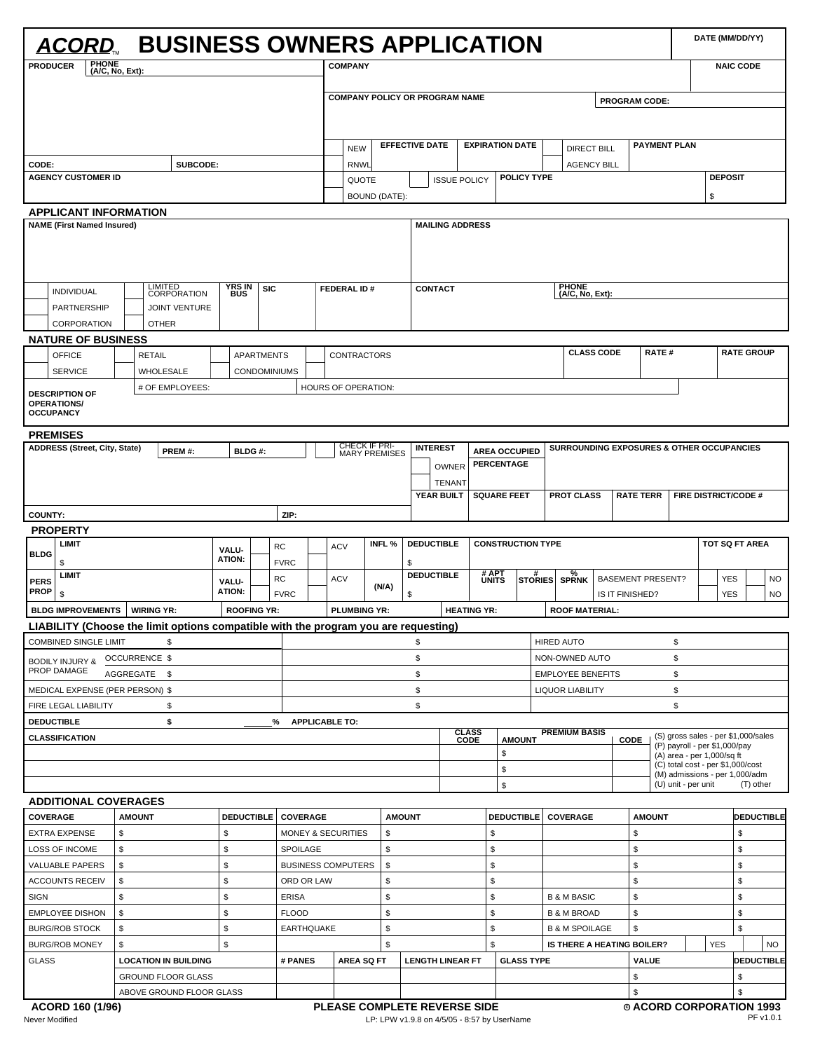# ACORD™ BUSINESS OWNERS APPLICATION

DATE (MM/DD/YY)

| PRODUCER | PHONE (A/C, No, Ext): | COMPANY | | NAIC CODE |
|---|---|---|---|---|
| | | COMPANY POLICY OR PROGRAM NAME | PROGRAM CODE: | |
| CODE: | SUBCODE: | NEW / RNWL | EFFECTIVE DATE / EXPIRATION DATE | DIRECT BILL / AGENCY BILL / PAYMENT PLAN |
| AGENCY CUSTOMER ID | | QUOTE / ISSUE POLICY / BOUND (DATE): | POLICY TYPE | DEPOSIT $ |

## APPLICANT INFORMATION

| NAME (First Named Insured) | | | | | MAILING ADDRESS | |
|---|---|---|---|---|---|---|
| INDIVIDUAL | LIMITED CORPORATION | YRS IN BUS | SIC | FEDERAL ID # | CONTACT | PHONE (A/C, No, Ext): |
| PARTNERSHIP | JOINT VENTURE | | | | | |
| CORPORATION | OTHER | | | | | |

## NATURE OF BUSINESS

| | | | | CLASS CODE | RATE # | RATE GROUP |
|---|---|---|---|---|---|---|
| OFFICE | RETAIL | APARTMENTS | CONTRACTORS | | | |
| SERVICE | WHOLESALE | CONDOMINIUMS | | | | |
| DESCRIPTION OF OPERATIONS/ OCCUPANCY | # OF EMPLOYEES: | | HOURS OF OPERATION: | | | |

## PREMISES

| ADDRESS (Street, City, State) | PREM #: | BLDG #: | CHECK IF PRIMARY PREMISES | INTEREST | AREA OCCUPIED PERCENTAGE | SURROUNDING EXPOSURES & OTHER OCCUPANCIES | | |
|---|---|---|---|---|---|---|---|---|
| | | | | OWNER | | | | |
| | | | | TENANT | | | | |
| | | | | YEAR BUILT | SQUARE FEET | PROT CLASS | RATE TERR | FIRE DISTRICT/CODE # |
| COUNTY: | | ZIP: | | | | | | |

## PROPERTY

| | LIMIT | VALUATION: | RC / FVRC | ACV | INFL % | DEDUCTIBLE | CONSTRUCTION TYPE | | | | TOT SQ FT AREA |
|---|---|---|---|---|---|---|---|---|---|---|---|
| BLDG | $ | | | | | $ | | | | | |
| PERS PROP | LIMIT $ | VALUATION: | RC / FVRC | ACV | (N/A) | DEDUCTIBLE $ | # APT UNITS | # STORIES | % SPRNK | BASEMENT PRESENT? / IS IT FINISHED? | YES / NO |
| BLDG IMPROVEMENTS | WIRING YR: | ROOFING YR: | | PLUMBING YR: | | HEATING YR: | | ROOF MATERIAL: | | | |

## LIABILITY (Choose the limit options compatible with the program you are requesting)

| | | | | |
|---|---|---|---|---|
| COMBINED SINGLE LIMIT $ | | $ | HIRED AUTO | $ |
| BODILY INJURY & PROP DAMAGE | OCCURRENCE $ | $ | NON-OWNED AUTO | $ |
| | AGGREGATE $ | $ | EMPLOYEE BENEFITS | $ |
| MEDICAL EXPENSE (PER PERSON) $ | | $ | LIQUOR LIABILITY | $ |
| FIRE LEGAL LIABILITY $ | | $ | | $ |

DEDUCTIBLE $ ______% APPLICABLE TO:

| CLASSIFICATION | CLASS CODE | PREMIUM BASIS AMOUNT | CODE |
|---|---|---|---|
| | | $ | |
| | | $ | |
| | | $ | |

(S) gross sales - per $1,000/sales
(P) payroll - per $1,000/pay
(A) area - per 1,000/sq ft
(C) total cost - per $1,000/cost
(M) admissions - per 1,000/adm
(U) unit - per unit (T) other

## ADDITIONAL COVERAGES

| COVERAGE | AMOUNT | DEDUCTIBLE | COVERAGE | AMOUNT | DEDUCTIBLE | COVERAGE | AMOUNT | DEDUCTIBLE |
|---|---|---|---|---|---|---|---|---|
| EXTRA EXPENSE | $ | $ | MONEY & SECURITIES | $ | $ | | $ | $ |
| LOSS OF INCOME | $ | $ | SPOILAGE | $ | $ | | $ | $ |
| VALUABLE PAPERS | $ | $ | BUSINESS COMPUTERS | $ | $ | | $ | $ |
| ACCOUNTS RECEIV | $ | $ | ORD OR LAW | $ | $ | | $ | $ |
| SIGN | $ | $ | ERISA | $ | $ | B & M BASIC | $ | $ |
| EMPLOYEE DISHON | $ | $ | FLOOD | $ | $ | B & M BROAD | $ | $ |
| BURG/ROB STOCK | $ | $ | EARTHQUAKE | $ | $ | B & M SPOILAGE | $ | $ |
| BURG/ROB MONEY | $ | $ | | $ | $ | IS THERE A HEATING BOILER? | YES | NO |

| GLASS | LOCATION IN BUILDING | # PANES | AREA SQ FT | LENGTH LINEAR FT | GLASS TYPE | VALUE | DEDUCTIBLE |
|---|---|---|---|---|---|---|---|
| | GROUND FLOOR GLASS | | | | | $ | $ |
| | ABOVE GROUND FLOOR GLASS | | | | | $ | $ |

ACORD 160 (1/96) PLEASE COMPLETE REVERSE SIDE © ACORD CORPORATION 1993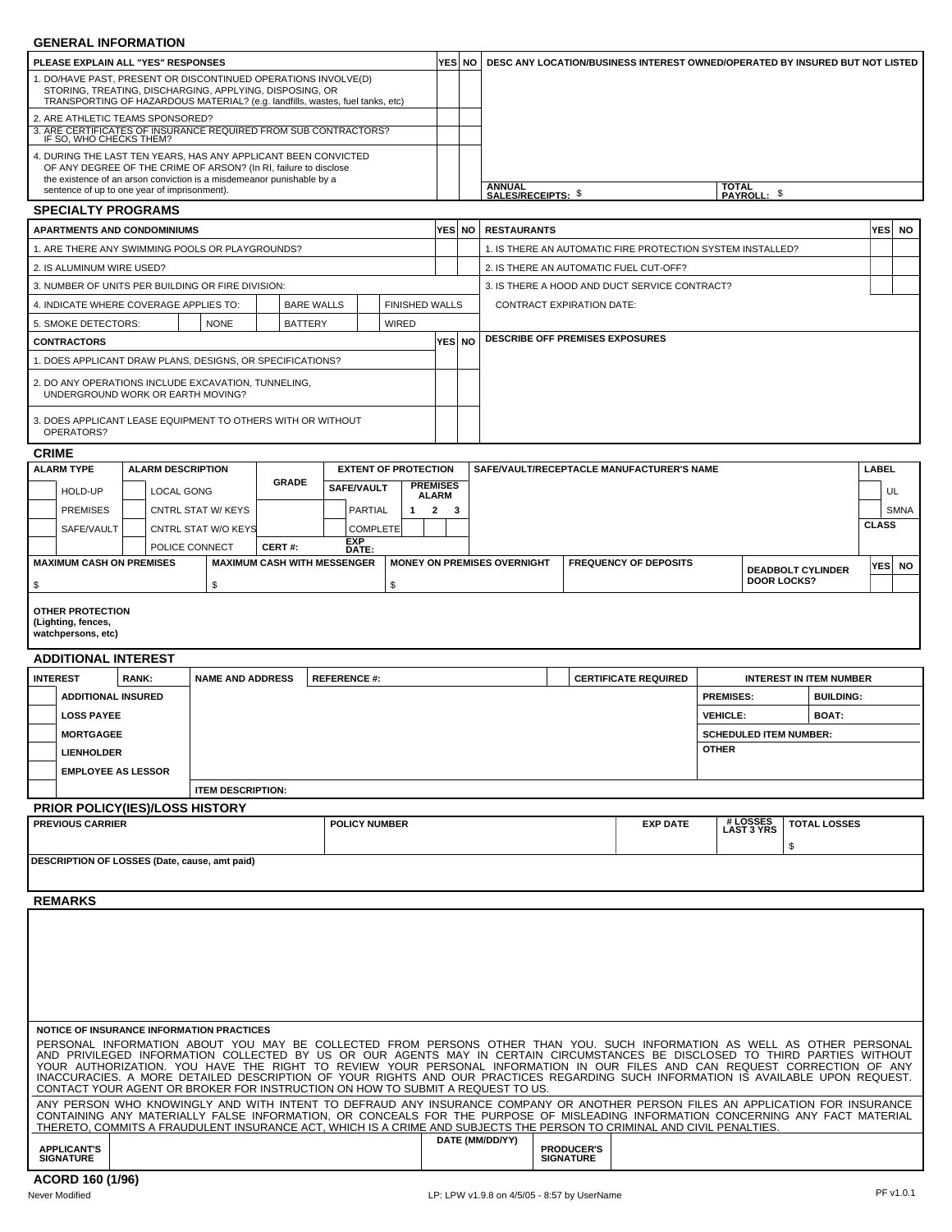## GENERAL INFORMATION

| PLEASE EXPLAIN ALL "YES" RESPONSES | YES | NO | DESC ANY LOCATION/BUSINESS INTEREST OWNED/OPERATED BY INSURED BUT NOT LISTED |
|---|---|---|---|
| 1. DO/HAVE PAST, PRESENT OR DISCONTINUED OPERATIONS INVOLVE(D) STORING, TREATING, DISCHARGING, APPLYING, DISPOSING, OR TRANSPORTING OF HAZARDOUS MATERIAL? (e.g. landfills, wastes, fuel tanks, etc) | | | |
| 2. ARE ATHLETIC TEAMS SPONSORED? | | | |
| 3. ARE CERTIFICATES OF INSURANCE REQUIRED FROM SUB CONTRACTORS? IF SO, WHO CHECKS THEM? | | | |
| 4. DURING THE LAST TEN YEARS, HAS ANY APPLICANT BEEN CONVICTED OF ANY DEGREE OF THE CRIME OF ARSON? (In RI, failure to disclose the existence of an arson conviction is a misdemeanor punishable by a sentence of up to one year of imprisonment). | | | ANNUAL SALES/RECEIPTS: $ TOTAL PAYROLL: $ |

## SPECIALTY PROGRAMS

| APARTMENTS AND CONDOMINIUMS | YES | NO | RESTAURANTS | YES | NO |
|---|---|---|---|---|---|
| 1. ARE THERE ANY SWIMMING POOLS OR PLAYGROUNDS? | | | 1. IS THERE AN AUTOMATIC FIRE PROTECTION SYSTEM INSTALLED? | | |
| 2. IS ALUMINUM WIRE USED? | | | 2. IS THERE AN AUTOMATIC FUEL CUT-OFF? | | |
| 3. NUMBER OF UNITS PER BUILDING OR FIRE DIVISION: | | | 3. IS THERE A HOOD AND DUCT SERVICE CONTRACT? | | |
| 4. INDICATE WHERE COVERAGE APPLIES TO: [ ] BARE WALLS [ ] FINISHED WALLS | | | CONTRACT EXPIRATION DATE: | | |
| 5. SMOKE DETECTORS: [ ] NONE [ ] BATTERY [ ] WIRED | | | | | |

| CONTRACTORS | YES | NO | DESCRIBE OFF PREMISES EXPOSURES |
|---|---|---|---|
| 1. DOES APPLICANT DRAW PLANS, DESIGNS, OR SPECIFICATIONS? | | | |
| 2. DO ANY OPERATIONS INCLUDE EXCAVATION, TUNNELING, UNDERGROUND WORK OR EARTH MOVING? | | | |
| 3. DOES APPLICANT LEASE EQUIPMENT TO OTHERS WITH OR WITHOUT OPERATORS? | | | |

## CRIME

| ALARM TYPE | ALARM DESCRIPTION | GRADE | EXTENT OF PROTECTION | | SAFE/VAULT/RECEPTACLE MANUFACTURER'S NAME | LABEL |
|---|---|---|---|---|---|---|
| | | | SAFE/VAULT | PREMISES ALARM | | |
| [ ] HOLD-UP | [ ] LOCAL GONG | | | | | [ ] UL |
| [ ] PREMISES | [ ] CNTRL STAT W/ KEYS | | [ ] PARTIAL | 1 2 3 | | [ ] SMNA |
| [ ] SAFE/VAULT | [ ] CNTRL STAT W/O KEYS | | [ ] COMPLETE | | | CLASS |
| | [ ] POLICE CONNECT | CERT #: | EXP DATE: | | | |

| MAXIMUM CASH ON PREMISES | MAXIMUM CASH WITH MESSENGER | MONEY ON PREMISES OVERNIGHT | FREQUENCY OF DEPOSITS | DEADBOLT CYLINDER DOOR LOCKS? | YES | NO |
|---|---|---|---|---|---|---|
| $ | $ | $ | | | | |

OTHER PROTECTION (Lighting, fences, watchpersons, etc)

## ADDITIONAL INTEREST

| INTEREST | RANK: | NAME AND ADDRESS | REFERENCE #: | CERTIFICATE REQUIRED | INTEREST IN ITEM NUMBER | |
|---|---|---|---|---|---|---|
| [ ] ADDITIONAL INSURED | | | | | PREMISES: | BUILDING: |
| [ ] LOSS PAYEE | | | | | VEHICLE: | BOAT: |
| [ ] MORTGAGEE | | | | | SCHEDULED ITEM NUMBER: | |
| [ ] LIENHOLDER | | | | | OTHER | |
| [ ] EMPLOYEE AS LESSOR | | | | | | |
| | | ITEM DESCRIPTION: | | | | |

## PRIOR POLICY(IES)/LOSS HISTORY

| PREVIOUS CARRIER | POLICY NUMBER | EXP DATE | # LOSSES LAST 3 YRS | TOTAL LOSSES |
|---|---|---|---|---|
| | | | | $ |

DESCRIPTION OF LOSSES (Date, cause, amt paid)

## REMARKS

**NOTICE OF INSURANCE INFORMATION PRACTICES**

PERSONAL INFORMATION ABOUT YOU MAY BE COLLECTED FROM PERSONS OTHER THAN YOU. SUCH INFORMATION AS WELL AS OTHER PERSONAL AND PRIVILEGED INFORMATION COLLECTED BY US OR OUR AGENTS MAY IN CERTAIN CIRCUMSTANCES BE DISCLOSED TO THIRD PARTIES WITHOUT YOUR AUTHORIZATION. YOU HAVE THE RIGHT TO REVIEW YOUR PERSONAL INFORMATION IN OUR FILES AND CAN REQUEST CORRECTION OF ANY INACCURACIES. A MORE DETAILED DESCRIPTION OF YOUR RIGHTS AND OUR PRACTICES REGARDING SUCH INFORMATION IS AVAILABLE UPON REQUEST. CONTACT YOUR AGENT OR BROKER FOR INSTRUCTION ON HOW TO SUBMIT A REQUEST TO US.

ANY PERSON WHO KNOWINGLY AND WITH INTENT TO DEFRAUD ANY INSURANCE COMPANY OR ANOTHER PERSON FILES AN APPLICATION FOR INSURANCE CONTAINING ANY MATERIALLY FALSE INFORMATION, OR CONCEALS FOR THE PURPOSE OF MISLEADING INFORMATION CONCERNING ANY FACT MATERIAL THERETO, COMMITS A FRAUDULENT INSURANCE ACT, WHICH IS A CRIME AND SUBJECTS THE PERSON TO CRIMINAL AND CIVIL PENALTIES.

| APPLICANT'S SIGNATURE | | DATE (MM/DD/YY) | PRODUCER'S SIGNATURE | |
|---|---|---|---|---|

**ACORD 160 (1/96)**

Never Modified LP: LPW v1.9.8 on 4/5/05 - 8:57 by UserName PF v1.0.1